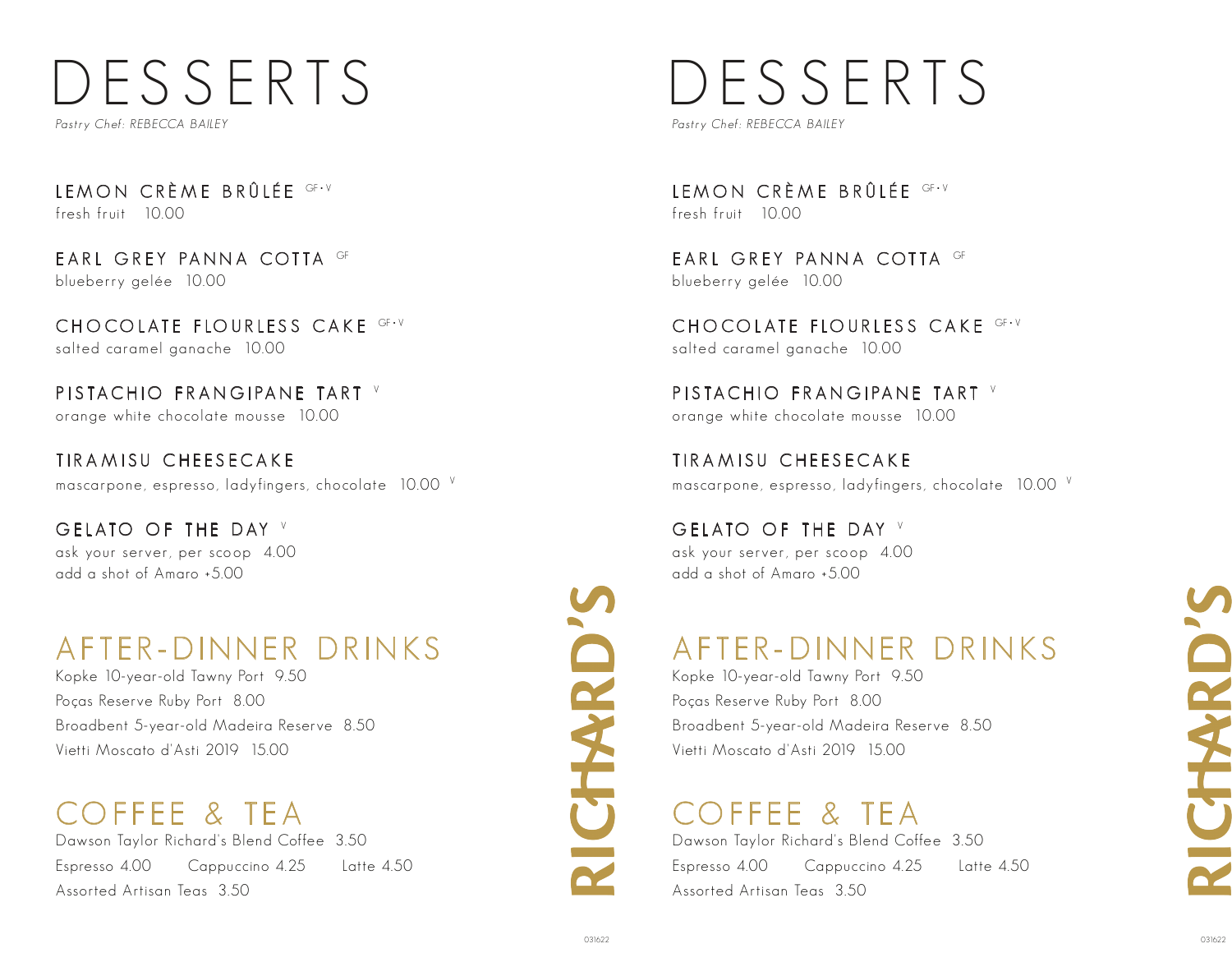# DESSERTS

*Pastry Chef: REBECCA BAILEY*

**LEMON CRÈME BRÛLÉE** GF • V
fresh fruit 10.00

**EARL GREY PANNA COTTA** GF
blueberry gelée 10.00

**CHOCOLATE FLOURLESS CAKE** GF • V
salted caramel ganache 10.00

**PISTACHIO FRANGIPANE TART** V
orange white chocolate mousse 10.00

**TIRAMISU CHEESECAKE**
mascarpone, espresso, ladyfingers, chocolate 10.00 V

**GELATO OF THE DAY** V
ask your server, per scoop 4.00
add a shot of Amaro +5.00

## AFTER-DINNER DRINKS

Kopke 10-year-old Tawny Port 9.50
Poças Reserve Ruby Port 8.00
Broadbent 5-year-old Madeira Reserve 8.50
Vietti Moscato d'Asti 2019 15.00

## COFFEE & TEA

Dawson Taylor Richard's Blend Coffee 3.50
Espresso 4.00 Cappuccino 4.25 Latte 4.50
Assorted Artisan Teas 3.50

RICHARD'S

# DESSERTS

*Pastry Chef: REBECCA BAILEY*

**LEMON CRÈME BRÛLÉE** GF • V
fresh fruit 10.00

**EARL GREY PANNA COTTA** GF
blueberry gelée 10.00

**CHOCOLATE FLOURLESS CAKE** GF • V
salted caramel ganache 10.00

**PISTACHIO FRANGIPANE TART** V
orange white chocolate mousse 10.00

**TIRAMISU CHEESECAKE**
mascarpone, espresso, ladyfingers, chocolate 10.00 V

**GELATO OF THE DAY** V
ask your server, per scoop 4.00
add a shot of Amaro +5.00

## AFTER-DINNER DRINKS

Kopke 10-year-old Tawny Port 9.50
Poças Reserve Ruby Port 8.00
Broadbent 5-year-old Madeira Reserve 8.50
Vietti Moscato d'Asti 2019 15.00

## COFFEE & TEA

Dawson Taylor Richard's Blend Coffee 3.50
Espresso 4.00 Cappuccino 4.25 Latte 4.50
Assorted Artisan Teas 3.50

RICHARD'S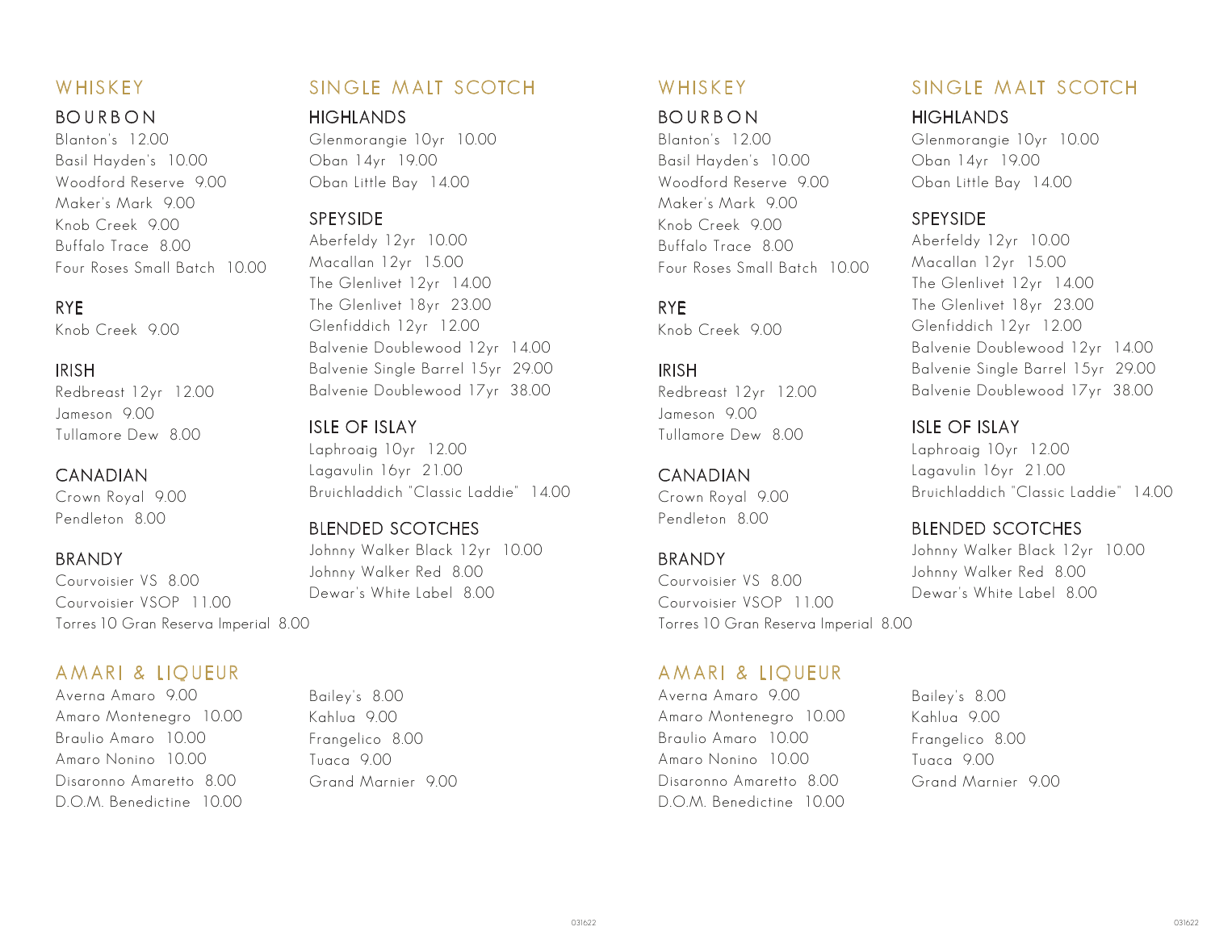# WHISKEY

## BOURBON

Blanton's 12.00
Basil Hayden's 10.00
Woodford Reserve 9.00
Maker's Mark 9.00
Knob Creek 9.00
Buffalo Trace 8.00
Four Roses Small Batch 10.00

## RYE

Knob Creek 9.00

## IRISH

Redbreast 12yr 12.00
Jameson 9.00
Tullamore Dew 8.00

## CANADIAN

Crown Royal 9.00
Pendleton 8.00

## BRANDY

Courvoisier VS 8.00
Courvoisier VSOP 11.00
Torres 10 Gran Reserva Imperial 8.00

# SINGLE MALT SCOTCH

## HIGHLANDS

Glenmorangie 10yr 10.00
Oban 14yr 19.00
Oban Little Bay 14.00

## SPEYSIDE

Aberfeldy 12yr 10.00
Macallan 12yr 15.00
The Glenlivet 12yr 14.00
The Glenlivet 18yr 23.00
Glenfiddich 12yr 12.00
Balvenie Doublewood 12yr 14.00
Balvenie Single Barrel 15yr 29.00
Balvenie Doublewood 17yr 38.00

## ISLE OF ISLAY

Laphroaig 10yr 12.00
Lagavulin 16yr 21.00
Bruichladdich "Classic Laddie" 14.00

## BLENDED SCOTCHES

Johnny Walker Black 12yr 10.00
Johnny Walker Red 8.00
Dewar's White Label 8.00

# AMARI & LIQUEUR

Averna Amaro 9.00
Amaro Montenegro 10.00
Braulio Amaro 10.00
Amaro Nonino 10.00
Disaronno Amaretto 8.00
D.O.M. Benedictine 10.00
Bailey's 8.00
Kahlua 9.00
Frangelico 8.00
Tuaca 9.00
Grand Marnier 9.00

# WHISKEY

## BOURBON

Blanton's 12.00
Basil Hayden's 10.00
Woodford Reserve 9.00
Maker's Mark 9.00
Knob Creek 9.00
Buffalo Trace 8.00
Four Roses Small Batch 10.00

## RYE

Knob Creek 9.00

## IRISH

Redbreast 12yr 12.00
Jameson 9.00
Tullamore Dew 8.00

## CANADIAN

Crown Royal 9.00
Pendleton 8.00

## BRANDY

Courvoisier VS 8.00
Courvoisier VSOP 11.00
Torres 10 Gran Reserva Imperial 8.00

# SINGLE MALT SCOTCH

## HIGHLANDS

Glenmorangie 10yr 10.00
Oban 14yr 19.00
Oban Little Bay 14.00

## SPEYSIDE

Aberfeldy 12yr 10.00
Macallan 12yr 15.00
The Glenlivet 12yr 14.00
The Glenlivet 18yr 23.00
Glenfiddich 12yr 12.00
Balvenie Doublewood 12yr 14.00
Balvenie Single Barrel 15yr 29.00
Balvenie Doublewood 17yr 38.00

## ISLE OF ISLAY

Laphroaig 10yr 12.00
Lagavulin 16yr 21.00
Bruichladdich "Classic Laddie" 14.00

## BLENDED SCOTCHES

Johnny Walker Black 12yr 10.00
Johnny Walker Red 8.00
Dewar's White Label 8.00

# AMARI & LIQUEUR

Averna Amaro 9.00
Amaro Montenegro 10.00
Braulio Amaro 10.00
Amaro Nonino 10.00
Disaronno Amaretto 8.00
D.O.M. Benedictine 10.00
Bailey's 8.00
Kahlua 9.00
Frangelico 8.00
Tuaca 9.00
Grand Marnier 9.00